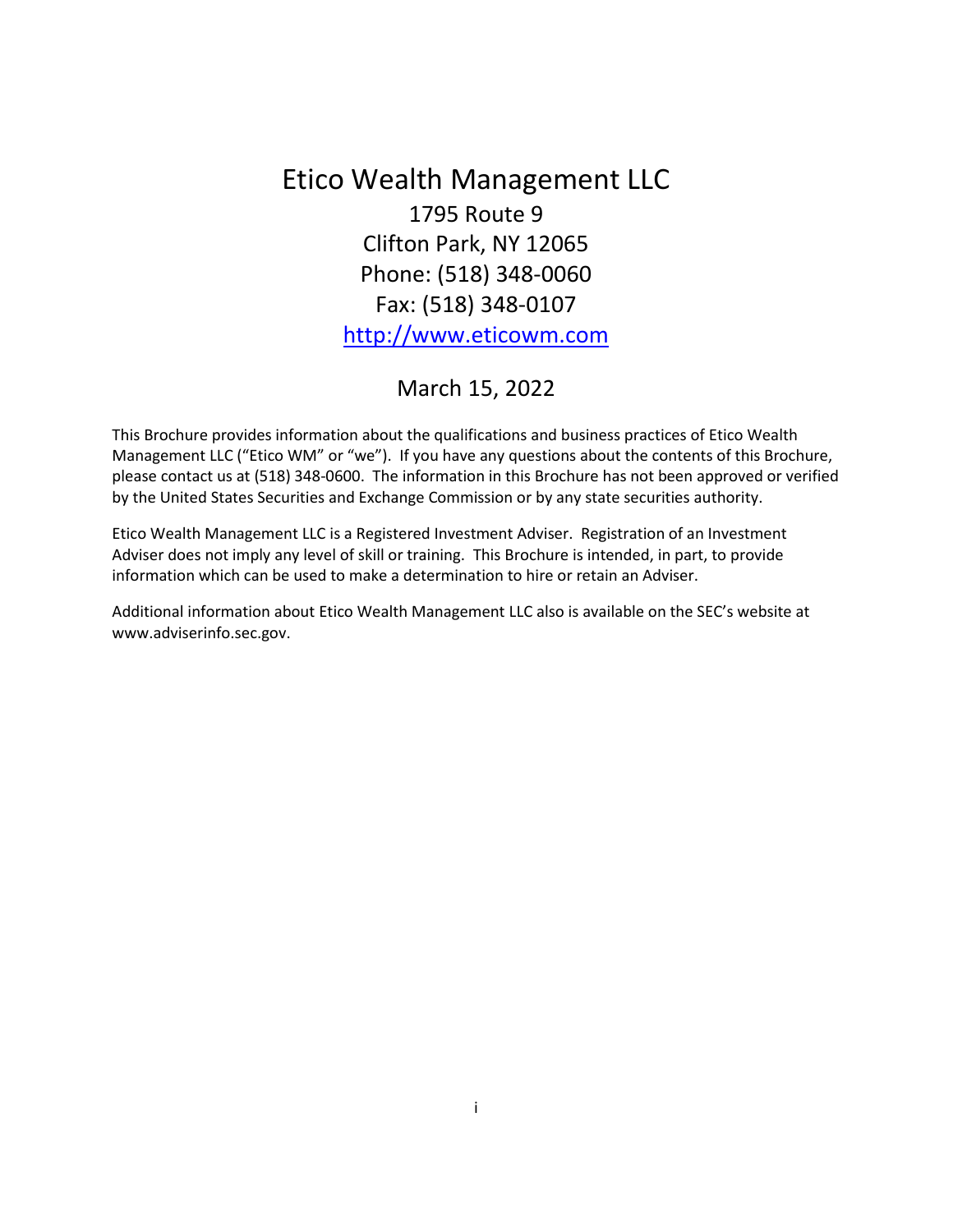# Etico Wealth Management LLC

1795 Route 9

Clifton Park, NY 12065

Phone: (518) 348-0060

Fax: (518) 348-0107

http://www.eticowm.com

March 15, 2022

This Brochure provides information about the qualifications and business practices of Etico Wealth Management LLC ("Etico WM" or "we"). If you have any questions about the contents of this Brochure, please contact us at (518) 348-0600. The information in this Brochure has not been approved or verified by the United States Securities and Exchange Commission or by any state securities authority.

Etico Wealth Management LLC is a Registered Investment Adviser. Registration of an Investment Adviser does not imply any level of skill or training. This Brochure is intended, in part, to provide information which can be used to make a determination to hire or retain an Adviser.

Additional information about Etico Wealth Management LLC also is available on the SEC's website at www.adviserinfo.sec.gov.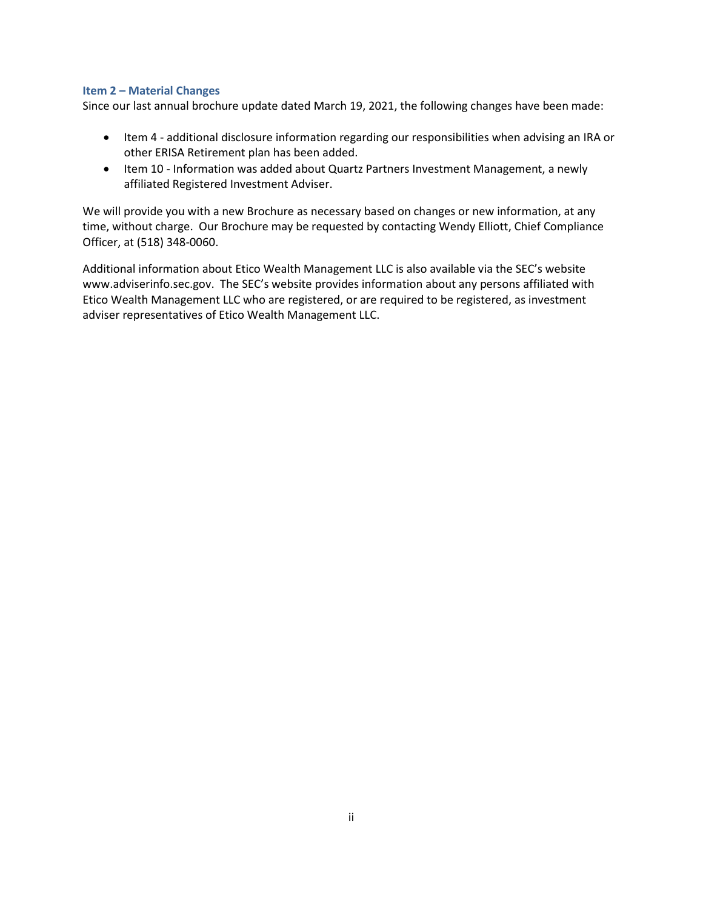## Item 2 – Material Changes

Since our last annual brochure update dated March 19, 2021, the following changes have been made:

- Item 4 - additional disclosure information regarding our responsibilities when advising an IRA or other ERISA Retirement plan has been added.
- Item 10 - Information was added about Quartz Partners Investment Management, a newly affiliated Registered Investment Adviser.

We will provide you with a new Brochure as necessary based on changes or new information, at any time, without charge. Our Brochure may be requested by contacting Wendy Elliott, Chief Compliance Officer, at (518) 348-0060.

Additional information about Etico Wealth Management LLC is also available via the SEC's website www.adviserinfo.sec.gov. The SEC's website provides information about any persons affiliated with Etico Wealth Management LLC who are registered, or are required to be registered, as investment adviser representatives of Etico Wealth Management LLC.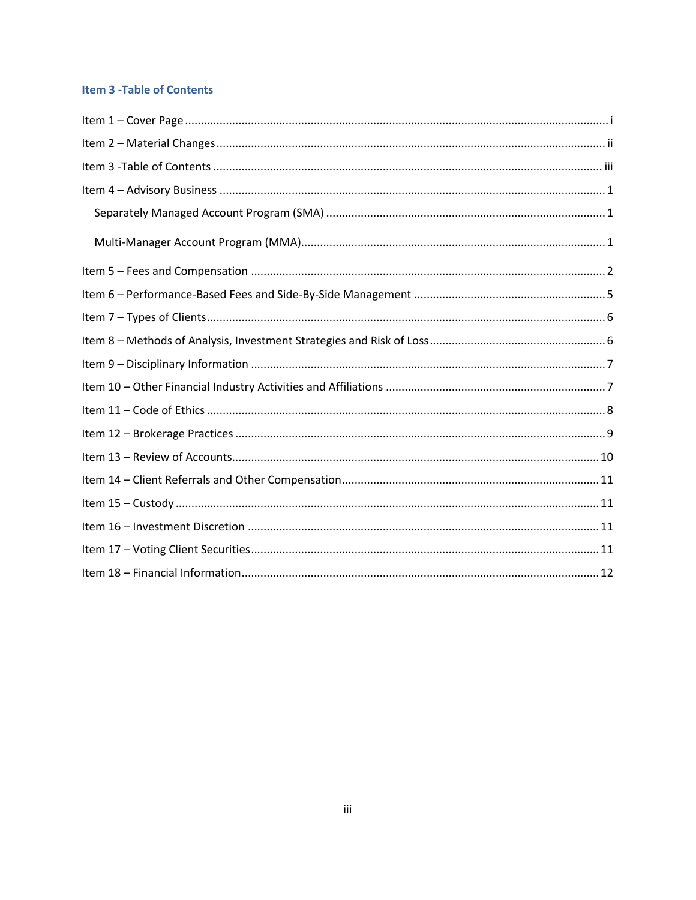## Item 3 -Table of Contents

Item 1 – Cover Page ..................................................................................................................... i

Item 2 – Material Changes .......................................................................................................... ii

Item 3 -Table of Contents .......................................................................................................... iii

Item 4 – Advisory Business .......................................................................................................... 1

  Separately Managed Account Program (SMA) ........................................................................ 1

  Multi-Manager Account Program (MMA) ................................................................................ 1

Item 5 – Fees and Compensation ................................................................................................ 2

Item 6 – Performance-Based Fees and Side-By-Side Management ............................................ 5

Item 7 – Types of Clients ............................................................................................................. 6

Item 8 – Methods of Analysis, Investment Strategies and Risk of Loss ....................................... 6

Item 9 – Disciplinary Information ................................................................................................ 7

Item 10 – Other Financial Industry Activities and Affiliations ..................................................... 7

Item 11 – Code of Ethics ............................................................................................................. 8

Item 12 – Brokerage Practices ..................................................................................................... 9

Item 13 – Review of Accounts .................................................................................................... 10

Item 14 – Client Referrals and Other Compensation ................................................................. 11

Item 15 – Custody ..................................................................................................................... 11

Item 16 – Investment Discretion ............................................................................................... 11

Item 17 – Voting Client Securities ............................................................................................. 11

Item 18 – Financial Information ................................................................................................ 12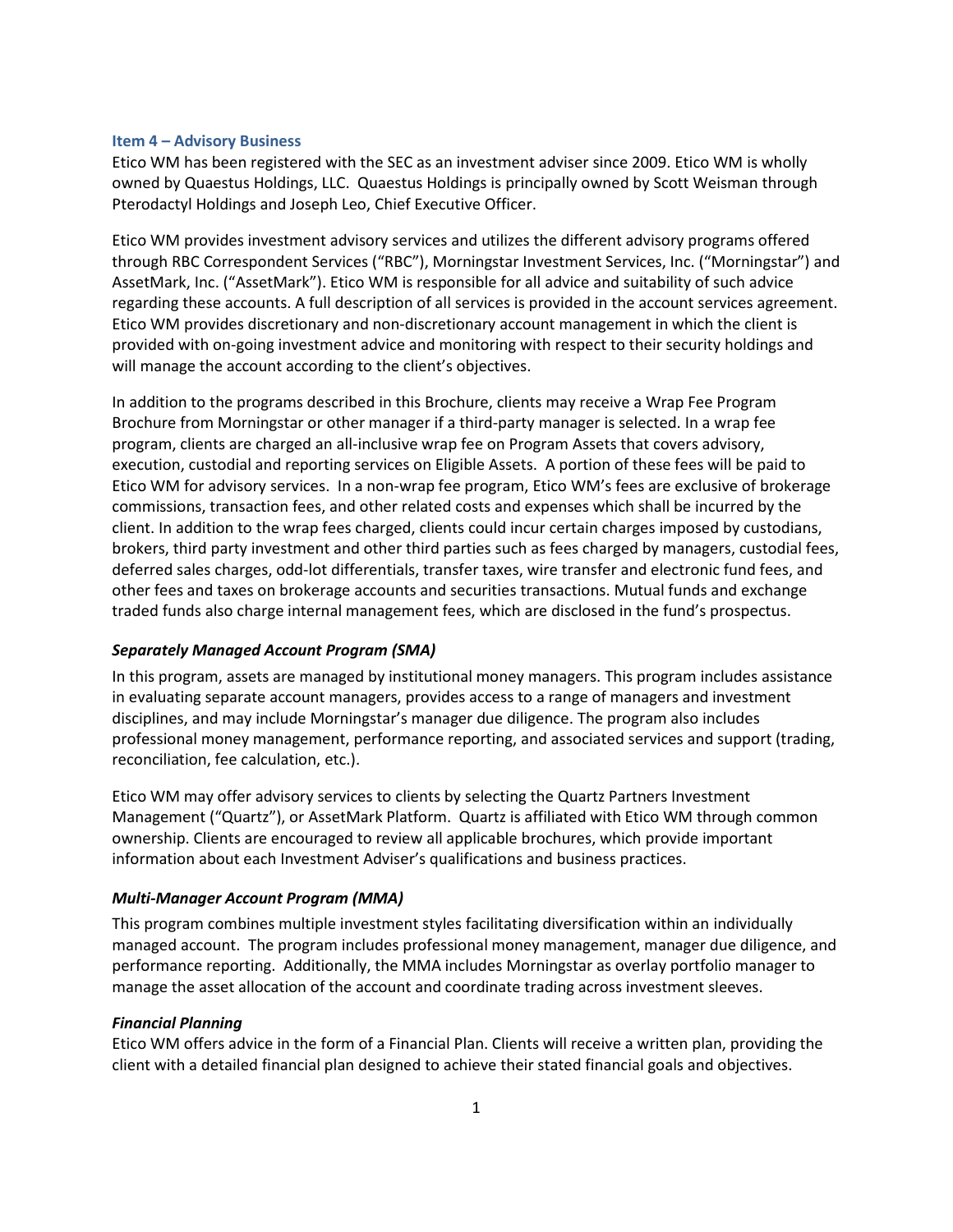## Item 4 – Advisory Business

Etico WM has been registered with the SEC as an investment adviser since 2009. Etico WM is wholly owned by Quaestus Holdings, LLC. Quaestus Holdings is principally owned by Scott Weisman through Pterodactyl Holdings and Joseph Leo, Chief Executive Officer.

Etico WM provides investment advisory services and utilizes the different advisory programs offered through RBC Correspondent Services ("RBC"), Morningstar Investment Services, Inc. ("Morningstar") and AssetMark, Inc. ("AssetMark"). Etico WM is responsible for all advice and suitability of such advice regarding these accounts. A full description of all services is provided in the account services agreement. Etico WM provides discretionary and non-discretionary account management in which the client is provided with on-going investment advice and monitoring with respect to their security holdings and will manage the account according to the client's objectives.

In addition to the programs described in this Brochure, clients may receive a Wrap Fee Program Brochure from Morningstar or other manager if a third-party manager is selected. In a wrap fee program, clients are charged an all-inclusive wrap fee on Program Assets that covers advisory, execution, custodial and reporting services on Eligible Assets. A portion of these fees will be paid to Etico WM for advisory services. In a non-wrap fee program, Etico WM's fees are exclusive of brokerage commissions, transaction fees, and other related costs and expenses which shall be incurred by the client. In addition to the wrap fees charged, clients could incur certain charges imposed by custodians, brokers, third party investment and other third parties such as fees charged by managers, custodial fees, deferred sales charges, odd-lot differentials, transfer taxes, wire transfer and electronic fund fees, and other fees and taxes on brokerage accounts and securities transactions. Mutual funds and exchange traded funds also charge internal management fees, which are disclosed in the fund's prospectus.

### *Separately Managed Account Program (SMA)*

In this program, assets are managed by institutional money managers. This program includes assistance in evaluating separate account managers, provides access to a range of managers and investment disciplines, and may include Morningstar's manager due diligence. The program also includes professional money management, performance reporting, and associated services and support (trading, reconciliation, fee calculation, etc.).

Etico WM may offer advisory services to clients by selecting the Quartz Partners Investment Management ("Quartz"), or AssetMark Platform. Quartz is affiliated with Etico WM through common ownership. Clients are encouraged to review all applicable brochures, which provide important information about each Investment Adviser's qualifications and business practices.

### *Multi-Manager Account Program (MMA)*

This program combines multiple investment styles facilitating diversification within an individually managed account. The program includes professional money management, manager due diligence, and performance reporting. Additionally, the MMA includes Morningstar as overlay portfolio manager to manage the asset allocation of the account and coordinate trading across investment sleeves.

### *Financial Planning*

Etico WM offers advice in the form of a Financial Plan. Clients will receive a written plan, providing the client with a detailed financial plan designed to achieve their stated financial goals and objectives.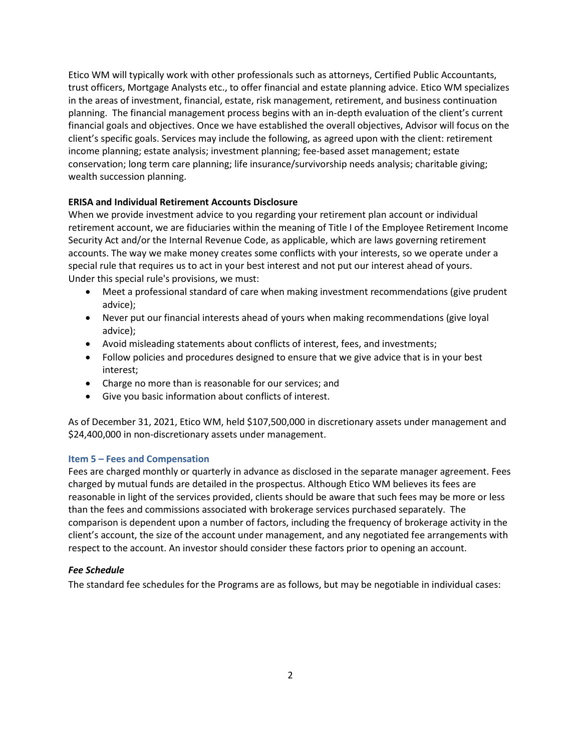Etico WM will typically work with other professionals such as attorneys, Certified Public Accountants, trust officers, Mortgage Analysts etc., to offer financial and estate planning advice. Etico WM specializes in the areas of investment, financial, estate, risk management, retirement, and business continuation planning. The financial management process begins with an in-depth evaluation of the client's current financial goals and objectives. Once we have established the overall objectives, Advisor will focus on the client's specific goals. Services may include the following, as agreed upon with the client: retirement income planning; estate analysis; investment planning; fee-based asset management; estate conservation; long term care planning; life insurance/survivorship needs analysis; charitable giving; wealth succession planning.

**ERISA and Individual Retirement Accounts Disclosure**

When we provide investment advice to you regarding your retirement plan account or individual retirement account, we are fiduciaries within the meaning of Title I of the Employee Retirement Income Security Act and/or the Internal Revenue Code, as applicable, which are laws governing retirement accounts. The way we make money creates some conflicts with your interests, so we operate under a special rule that requires us to act in your best interest and not put our interest ahead of yours. Under this special rule's provisions, we must:

- Meet a professional standard of care when making investment recommendations (give prudent advice);
- Never put our financial interests ahead of yours when making recommendations (give loyal advice);
- Avoid misleading statements about conflicts of interest, fees, and investments;
- Follow policies and procedures designed to ensure that we give advice that is in your best interest;
- Charge no more than is reasonable for our services; and
- Give you basic information about conflicts of interest.

As of December 31, 2021, Etico WM, held $107,500,000 in discretionary assets under management and $24,400,000 in non-discretionary assets under management.

## Item 5 – Fees and Compensation

Fees are charged monthly or quarterly in advance as disclosed in the separate manager agreement. Fees charged by mutual funds are detailed in the prospectus. Although Etico WM believes its fees are reasonable in light of the services provided, clients should be aware that such fees may be more or less than the fees and commissions associated with brokerage services purchased separately. The comparison is dependent upon a number of factors, including the frequency of brokerage activity in the client's account, the size of the account under management, and any negotiated fee arrangements with respect to the account. An investor should consider these factors prior to opening an account.

### *Fee Schedule*

The standard fee schedules for the Programs are as follows, but may be negotiable in individual cases: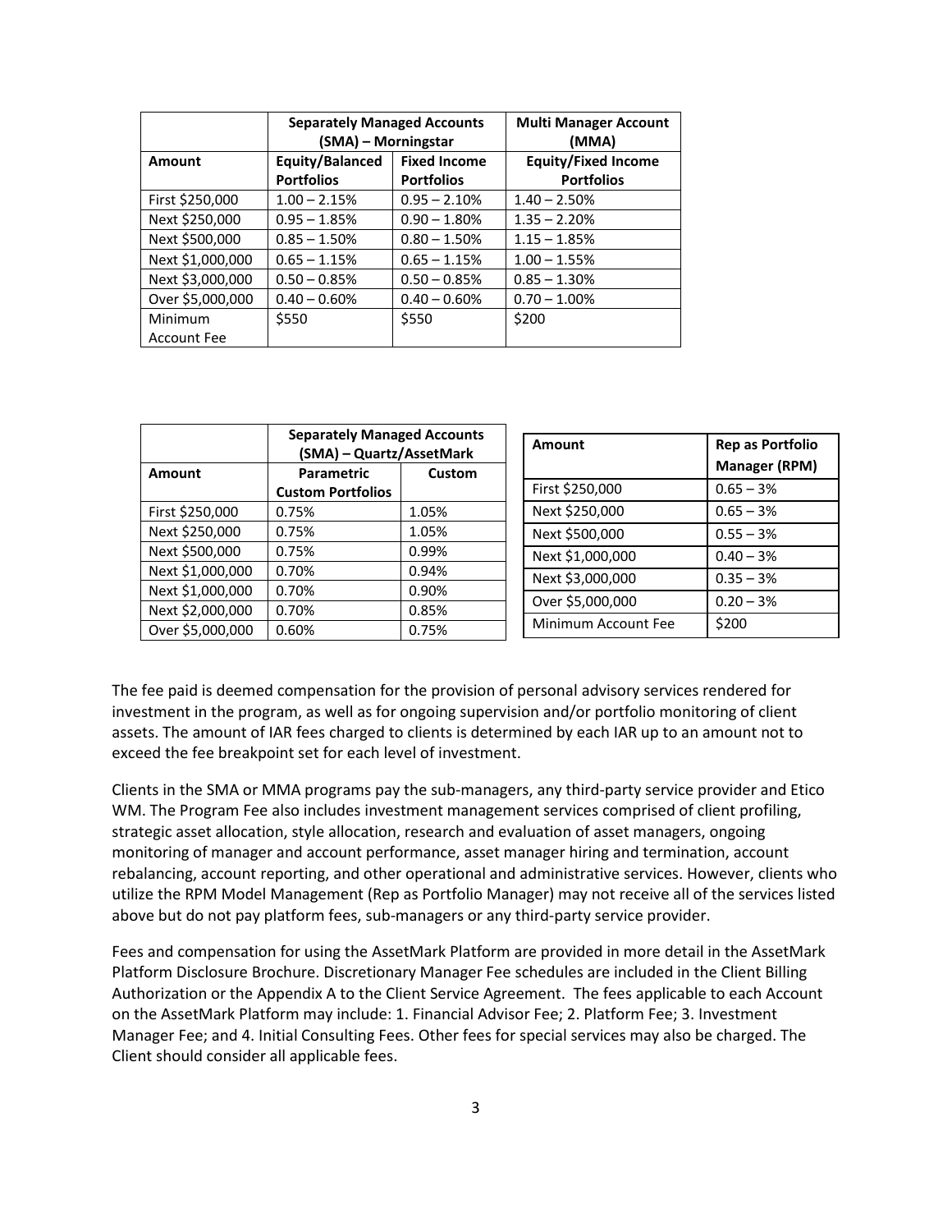| | Separately Managed Accounts (SMA) – Morningstar | | Multi Manager Account (MMA) |
|---|---|---|---|
| **Amount** | **Equity/Balanced Portfolios** | **Fixed Income Portfolios** | **Equity/Fixed Income Portfolios** |
| First $250,000 | 1.00 – 2.15% | 0.95 – 2.10% | 1.40 – 2.50% |
| Next $250,000 | 0.95 – 1.85% | 0.90 – 1.80% | 1.35 – 2.20% |
| Next $500,000 | 0.85 – 1.50% | 0.80 – 1.50% | 1.15 – 1.85% |
| Next $1,000,000 | 0.65 – 1.15% | 0.65 – 1.15% | 1.00 – 1.55% |
| Next $3,000,000 | 0.50 – 0.85% | 0.50 – 0.85% | 0.85 – 1.30% |
| Over $5,000,000 | 0.40 – 0.60% | 0.40 – 0.60% | 0.70 – 1.00% |
| Minimum Account Fee | $550 | $550 | $200 |

| | Separately Managed Accounts (SMA) – Quartz/AssetMark | |
|---|---|---|
| **Amount** | **Parametric Custom Portfolios** | **Custom** |
| First $250,000 | 0.75% | 1.05% |
| Next $250,000 | 0.75% | 1.05% |
| Next $500,000 | 0.75% | 0.99% |
| Next $1,000,000 | 0.70% | 0.94% |
| Next $1,000,000 | 0.70% | 0.90% |
| Next $2,000,000 | 0.70% | 0.85% |
| Over $5,000,000 | 0.60% | 0.75% |

| Amount | Rep as Portfolio Manager (RPM) |
|---|---|
| First $250,000 | 0.65 – 3% |
| Next $250,000 | 0.65 – 3% |
| Next $500,000 | 0.55 – 3% |
| Next $1,000,000 | 0.40 – 3% |
| Next $3,000,000 | 0.35 – 3% |
| Over $5,000,000 | 0.20 – 3% |
| Minimum Account Fee | $200 |

The fee paid is deemed compensation for the provision of personal advisory services rendered for investment in the program, as well as for ongoing supervision and/or portfolio monitoring of client assets. The amount of IAR fees charged to clients is determined by each IAR up to an amount not to exceed the fee breakpoint set for each level of investment.

Clients in the SMA or MMA programs pay the sub-managers, any third-party service provider and Etico WM. The Program Fee also includes investment management services comprised of client profiling, strategic asset allocation, style allocation, research and evaluation of asset managers, ongoing monitoring of manager and account performance, asset manager hiring and termination, account rebalancing, account reporting, and other operational and administrative services. However, clients who utilize the RPM Model Management (Rep as Portfolio Manager) may not receive all of the services listed above but do not pay platform fees, sub-managers or any third-party service provider.

Fees and compensation for using the AssetMark Platform are provided in more detail in the AssetMark Platform Disclosure Brochure. Discretionary Manager Fee schedules are included in the Client Billing Authorization or the Appendix A to the Client Service Agreement. The fees applicable to each Account on the AssetMark Platform may include: 1. Financial Advisor Fee; 2. Platform Fee; 3. Investment Manager Fee; and 4. Initial Consulting Fees. Other fees for special services may also be charged. The Client should consider all applicable fees.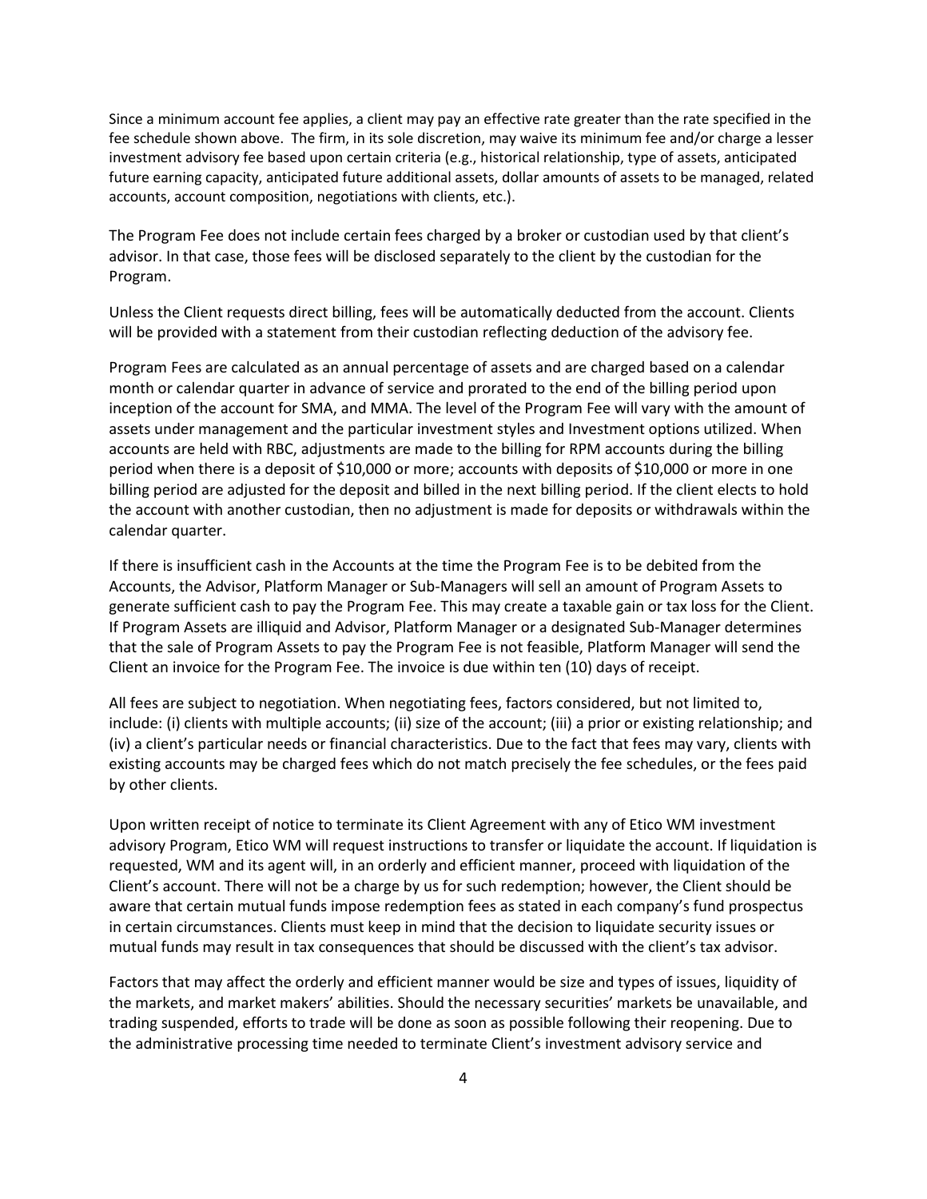Since a minimum account fee applies, a client may pay an effective rate greater than the rate specified in the fee schedule shown above. The firm, in its sole discretion, may waive its minimum fee and/or charge a lesser investment advisory fee based upon certain criteria (e.g., historical relationship, type of assets, anticipated future earning capacity, anticipated future additional assets, dollar amounts of assets to be managed, related accounts, account composition, negotiations with clients, etc.).

The Program Fee does not include certain fees charged by a broker or custodian used by that client's advisor. In that case, those fees will be disclosed separately to the client by the custodian for the Program.

Unless the Client requests direct billing, fees will be automatically deducted from the account. Clients will be provided with a statement from their custodian reflecting deduction of the advisory fee.

Program Fees are calculated as an annual percentage of assets and are charged based on a calendar month or calendar quarter in advance of service and prorated to the end of the billing period upon inception of the account for SMA, and MMA. The level of the Program Fee will vary with the amount of assets under management and the particular investment styles and Investment options utilized. When accounts are held with RBC, adjustments are made to the billing for RPM accounts during the billing period when there is a deposit of $10,000 or more; accounts with deposits of $10,000 or more in one billing period are adjusted for the deposit and billed in the next billing period. If the client elects to hold the account with another custodian, then no adjustment is made for deposits or withdrawals within the calendar quarter.

If there is insufficient cash in the Accounts at the time the Program Fee is to be debited from the Accounts, the Advisor, Platform Manager or Sub-Managers will sell an amount of Program Assets to generate sufficient cash to pay the Program Fee. This may create a taxable gain or tax loss for the Client. If Program Assets are illiquid and Advisor, Platform Manager or a designated Sub-Manager determines that the sale of Program Assets to pay the Program Fee is not feasible, Platform Manager will send the Client an invoice for the Program Fee. The invoice is due within ten (10) days of receipt.

All fees are subject to negotiation. When negotiating fees, factors considered, but not limited to, include: (i) clients with multiple accounts; (ii) size of the account; (iii) a prior or existing relationship; and (iv) a client's particular needs or financial characteristics. Due to the fact that fees may vary, clients with existing accounts may be charged fees which do not match precisely the fee schedules, or the fees paid by other clients.

Upon written receipt of notice to terminate its Client Agreement with any of Etico WM investment advisory Program, Etico WM will request instructions to transfer or liquidate the account. If liquidation is requested, WM and its agent will, in an orderly and efficient manner, proceed with liquidation of the Client's account. There will not be a charge by us for such redemption; however, the Client should be aware that certain mutual funds impose redemption fees as stated in each company's fund prospectus in certain circumstances. Clients must keep in mind that the decision to liquidate security issues or mutual funds may result in tax consequences that should be discussed with the client's tax advisor.

Factors that may affect the orderly and efficient manner would be size and types of issues, liquidity of the markets, and market makers' abilities. Should the necessary securities' markets be unavailable, and trading suspended, efforts to trade will be done as soon as possible following their reopening. Due to the administrative processing time needed to terminate Client's investment advisory service and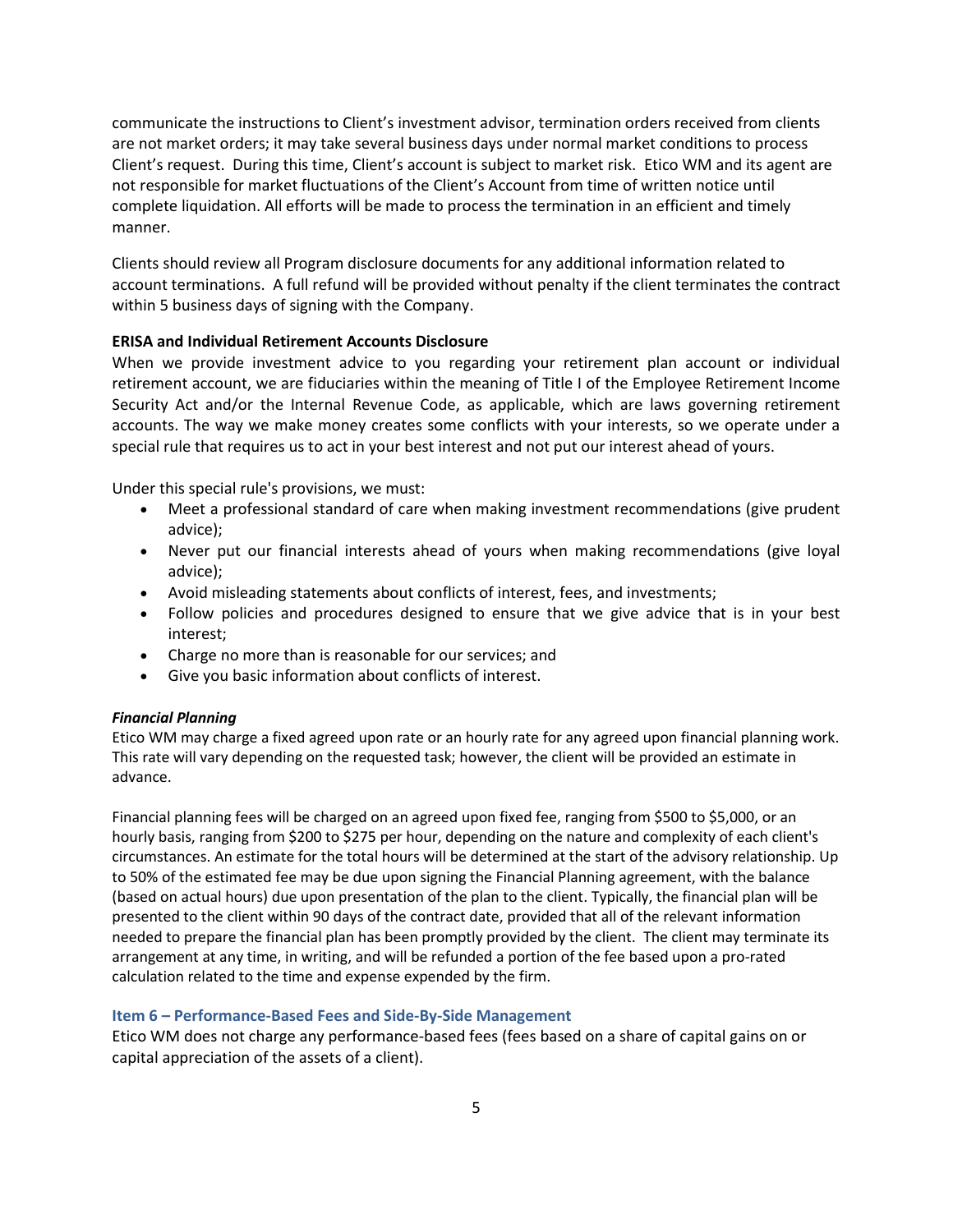communicate the instructions to Client's investment advisor, termination orders received from clients are not market orders; it may take several business days under normal market conditions to process Client's request. During this time, Client's account is subject to market risk. Etico WM and its agent are not responsible for market fluctuations of the Client's Account from time of written notice until complete liquidation. All efforts will be made to process the termination in an efficient and timely manner.

Clients should review all Program disclosure documents for any additional information related to account terminations. A full refund will be provided without penalty if the client terminates the contract within 5 business days of signing with the Company.

**ERISA and Individual Retirement Accounts Disclosure**

When we provide investment advice to you regarding your retirement plan account or individual retirement account, we are fiduciaries within the meaning of Title I of the Employee Retirement Income Security Act and/or the Internal Revenue Code, as applicable, which are laws governing retirement accounts. The way we make money creates some conflicts with your interests, so we operate under a special rule that requires us to act in your best interest and not put our interest ahead of yours.

Under this special rule's provisions, we must:

- Meet a professional standard of care when making investment recommendations (give prudent advice);
- Never put our financial interests ahead of yours when making recommendations (give loyal advice);
- Avoid misleading statements about conflicts of interest, fees, and investments;
- Follow policies and procedures designed to ensure that we give advice that is in your best interest;
- Charge no more than is reasonable for our services; and
- Give you basic information about conflicts of interest.

***Financial Planning***

Etico WM may charge a fixed agreed upon rate or an hourly rate for any agreed upon financial planning work. This rate will vary depending on the requested task; however, the client will be provided an estimate in advance.

Financial planning fees will be charged on an agreed upon fixed fee, ranging from $500 to $5,000, or an hourly basis, ranging from $200 to $275 per hour, depending on the nature and complexity of each client's circumstances. An estimate for the total hours will be determined at the start of the advisory relationship. Up to 50% of the estimated fee may be due upon signing the Financial Planning agreement, with the balance (based on actual hours) due upon presentation of the plan to the client. Typically, the financial plan will be presented to the client within 90 days of the contract date, provided that all of the relevant information needed to prepare the financial plan has been promptly provided by the client. The client may terminate its arrangement at any time, in writing, and will be refunded a portion of the fee based upon a pro-rated calculation related to the time and expense expended by the firm.

## Item 6 – Performance-Based Fees and Side-By-Side Management

Etico WM does not charge any performance-based fees (fees based on a share of capital gains on or capital appreciation of the assets of a client).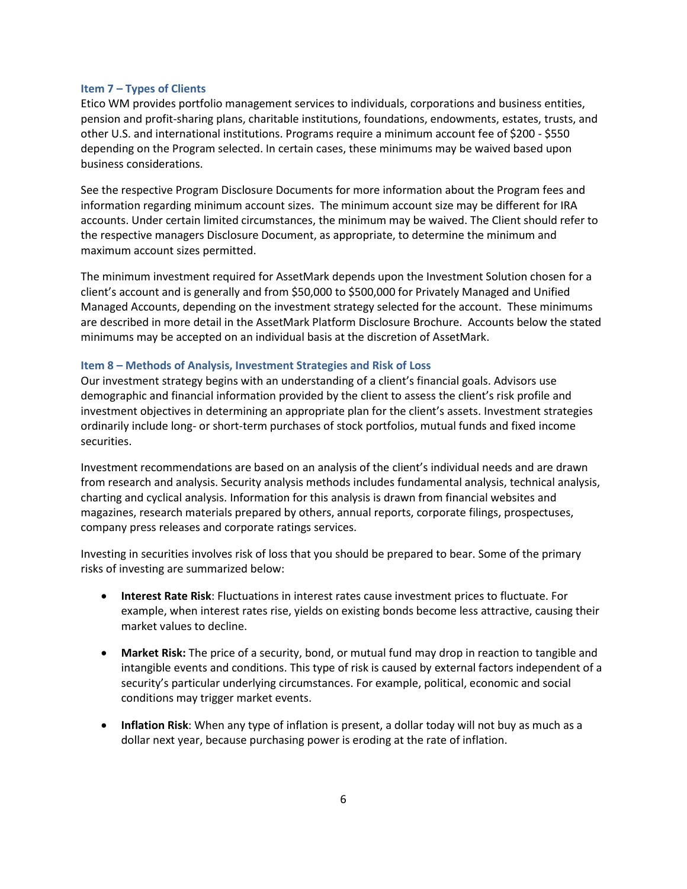### Item 7 – Types of Clients

Etico WM provides portfolio management services to individuals, corporations and business entities, pension and profit-sharing plans, charitable institutions, foundations, endowments, estates, trusts, and other U.S. and international institutions. Programs require a minimum account fee of $200 - $550 depending on the Program selected. In certain cases, these minimums may be waived based upon business considerations.

See the respective Program Disclosure Documents for more information about the Program fees and information regarding minimum account sizes. The minimum account size may be different for IRA accounts. Under certain limited circumstances, the minimum may be waived. The Client should refer to the respective managers Disclosure Document, as appropriate, to determine the minimum and maximum account sizes permitted.

The minimum investment required for AssetMark depends upon the Investment Solution chosen for a client's account and is generally and from $50,000 to $500,000 for Privately Managed and Unified Managed Accounts, depending on the investment strategy selected for the account. These minimums are described in more detail in the AssetMark Platform Disclosure Brochure. Accounts below the stated minimums may be accepted on an individual basis at the discretion of AssetMark.

### Item 8 – Methods of Analysis, Investment Strategies and Risk of Loss

Our investment strategy begins with an understanding of a client's financial goals. Advisors use demographic and financial information provided by the client to assess the client's risk profile and investment objectives in determining an appropriate plan for the client's assets. Investment strategies ordinarily include long- or short-term purchases of stock portfolios, mutual funds and fixed income securities.

Investment recommendations are based on an analysis of the client's individual needs and are drawn from research and analysis. Security analysis methods includes fundamental analysis, technical analysis, charting and cyclical analysis. Information for this analysis is drawn from financial websites and magazines, research materials prepared by others, annual reports, corporate filings, prospectuses, company press releases and corporate ratings services.

Investing in securities involves risk of loss that you should be prepared to bear. Some of the primary risks of investing are summarized below:

- **Interest Rate Risk**: Fluctuations in interest rates cause investment prices to fluctuate. For example, when interest rates rise, yields on existing bonds become less attractive, causing their market values to decline.
- **Market Risk:** The price of a security, bond, or mutual fund may drop in reaction to tangible and intangible events and conditions. This type of risk is caused by external factors independent of a security's particular underlying circumstances. For example, political, economic and social conditions may trigger market events.
- **Inflation Risk**: When any type of inflation is present, a dollar today will not buy as much as a dollar next year, because purchasing power is eroding at the rate of inflation.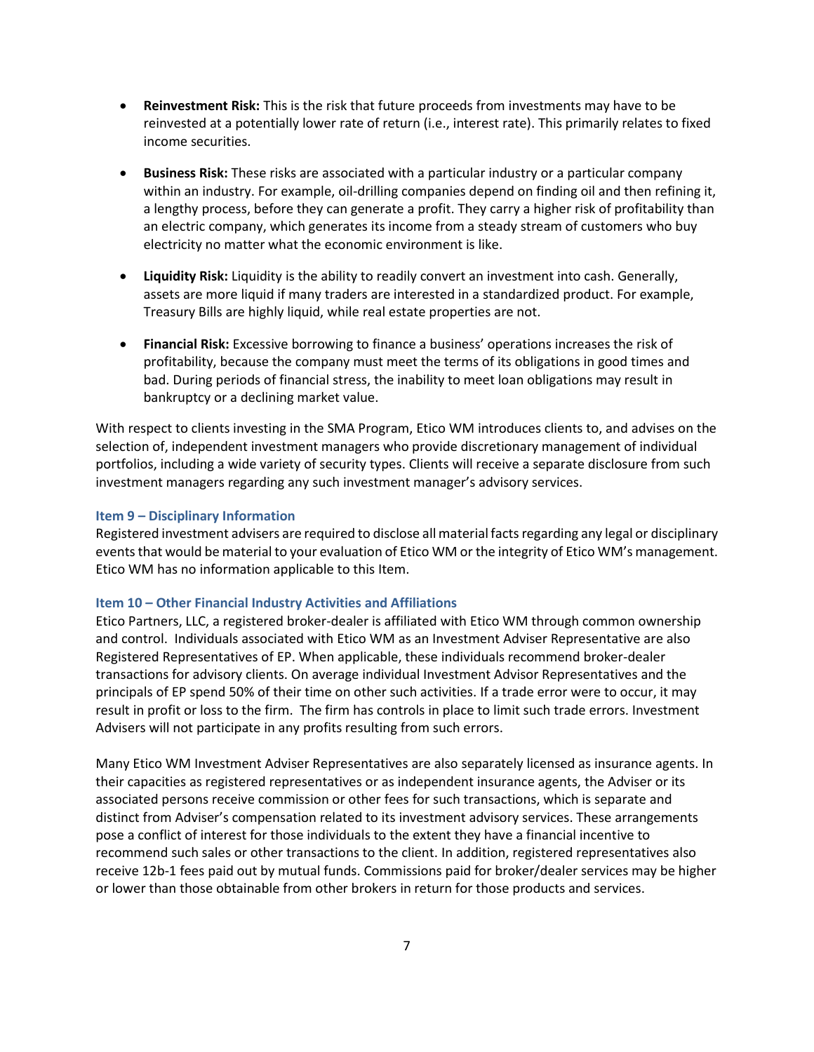- **Reinvestment Risk:** This is the risk that future proceeds from investments may have to be reinvested at a potentially lower rate of return (i.e., interest rate). This primarily relates to fixed income securities.

- **Business Risk:** These risks are associated with a particular industry or a particular company within an industry. For example, oil-drilling companies depend on finding oil and then refining it, a lengthy process, before they can generate a profit. They carry a higher risk of profitability than an electric company, which generates its income from a steady stream of customers who buy electricity no matter what the economic environment is like.

- **Liquidity Risk:** Liquidity is the ability to readily convert an investment into cash. Generally, assets are more liquid if many traders are interested in a standardized product. For example, Treasury Bills are highly liquid, while real estate properties are not.

- **Financial Risk:** Excessive borrowing to finance a business' operations increases the risk of profitability, because the company must meet the terms of its obligations in good times and bad. During periods of financial stress, the inability to meet loan obligations may result in bankruptcy or a declining market value.

With respect to clients investing in the SMA Program, Etico WM introduces clients to, and advises on the selection of, independent investment managers who provide discretionary management of individual portfolios, including a wide variety of security types. Clients will receive a separate disclosure from such investment managers regarding any such investment manager's advisory services.

### Item 9 – Disciplinary Information

Registered investment advisers are required to disclose all material facts regarding any legal or disciplinary events that would be material to your evaluation of Etico WM or the integrity of Etico WM's management. Etico WM has no information applicable to this Item.

### Item 10 – Other Financial Industry Activities and Affiliations

Etico Partners, LLC, a registered broker-dealer is affiliated with Etico WM through common ownership and control. Individuals associated with Etico WM as an Investment Adviser Representative are also Registered Representatives of EP. When applicable, these individuals recommend broker-dealer transactions for advisory clients. On average individual Investment Advisor Representatives and the principals of EP spend 50% of their time on other such activities. If a trade error were to occur, it may result in profit or loss to the firm. The firm has controls in place to limit such trade errors. Investment Advisers will not participate in any profits resulting from such errors.

Many Etico WM Investment Adviser Representatives are also separately licensed as insurance agents. In their capacities as registered representatives or as independent insurance agents, the Adviser or its associated persons receive commission or other fees for such transactions, which is separate and distinct from Adviser's compensation related to its investment advisory services. These arrangements pose a conflict of interest for those individuals to the extent they have a financial incentive to recommend such sales or other transactions to the client. In addition, registered representatives also receive 12b-1 fees paid out by mutual funds. Commissions paid for broker/dealer services may be higher or lower than those obtainable from other brokers in return for those products and services.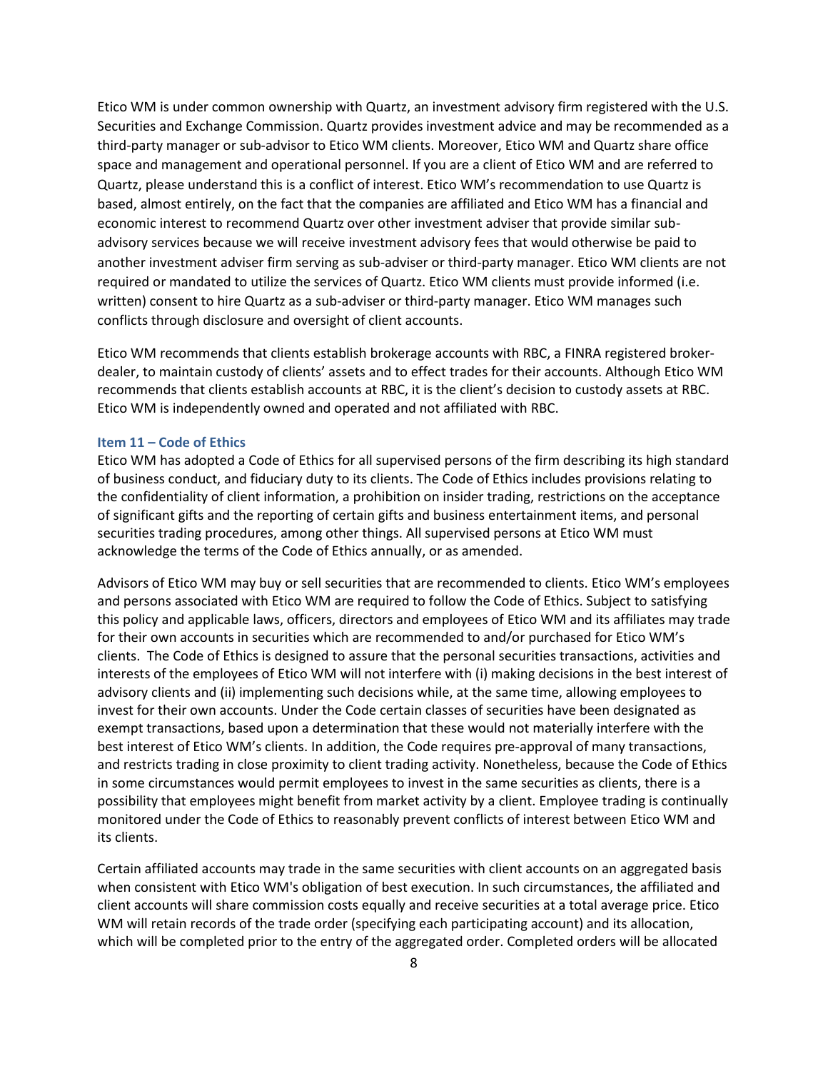Etico WM is under common ownership with Quartz, an investment advisory firm registered with the U.S. Securities and Exchange Commission. Quartz provides investment advice and may be recommended as a third-party manager or sub-advisor to Etico WM clients. Moreover, Etico WM and Quartz share office space and management and operational personnel. If you are a client of Etico WM and are referred to Quartz, please understand this is a conflict of interest. Etico WM's recommendation to use Quartz is based, almost entirely, on the fact that the companies are affiliated and Etico WM has a financial and economic interest to recommend Quartz over other investment adviser that provide similar sub-advisory services because we will receive investment advisory fees that would otherwise be paid to another investment adviser firm serving as sub-adviser or third-party manager. Etico WM clients are not required or mandated to utilize the services of Quartz. Etico WM clients must provide informed (i.e. written) consent to hire Quartz as a sub-adviser or third-party manager. Etico WM manages such conflicts through disclosure and oversight of client accounts.

Etico WM recommends that clients establish brokerage accounts with RBC, a FINRA registered broker-dealer, to maintain custody of clients' assets and to effect trades for their accounts. Although Etico WM recommends that clients establish accounts at RBC, it is the client's decision to custody assets at RBC. Etico WM is independently owned and operated and not affiliated with RBC.

### Item 11 – Code of Ethics

Etico WM has adopted a Code of Ethics for all supervised persons of the firm describing its high standard of business conduct, and fiduciary duty to its clients. The Code of Ethics includes provisions relating to the confidentiality of client information, a prohibition on insider trading, restrictions on the acceptance of significant gifts and the reporting of certain gifts and business entertainment items, and personal securities trading procedures, among other things. All supervised persons at Etico WM must acknowledge the terms of the Code of Ethics annually, or as amended.

Advisors of Etico WM may buy or sell securities that are recommended to clients. Etico WM's employees and persons associated with Etico WM are required to follow the Code of Ethics. Subject to satisfying this policy and applicable laws, officers, directors and employees of Etico WM and its affiliates may trade for their own accounts in securities which are recommended to and/or purchased for Etico WM's clients. The Code of Ethics is designed to assure that the personal securities transactions, activities and interests of the employees of Etico WM will not interfere with (i) making decisions in the best interest of advisory clients and (ii) implementing such decisions while, at the same time, allowing employees to invest for their own accounts. Under the Code certain classes of securities have been designated as exempt transactions, based upon a determination that these would not materially interfere with the best interest of Etico WM's clients. In addition, the Code requires pre-approval of many transactions, and restricts trading in close proximity to client trading activity. Nonetheless, because the Code of Ethics in some circumstances would permit employees to invest in the same securities as clients, there is a possibility that employees might benefit from market activity by a client. Employee trading is continually monitored under the Code of Ethics to reasonably prevent conflicts of interest between Etico WM and its clients.

Certain affiliated accounts may trade in the same securities with client accounts on an aggregated basis when consistent with Etico WM's obligation of best execution. In such circumstances, the affiliated and client accounts will share commission costs equally and receive securities at a total average price. Etico WM will retain records of the trade order (specifying each participating account) and its allocation, which will be completed prior to the entry of the aggregated order. Completed orders will be allocated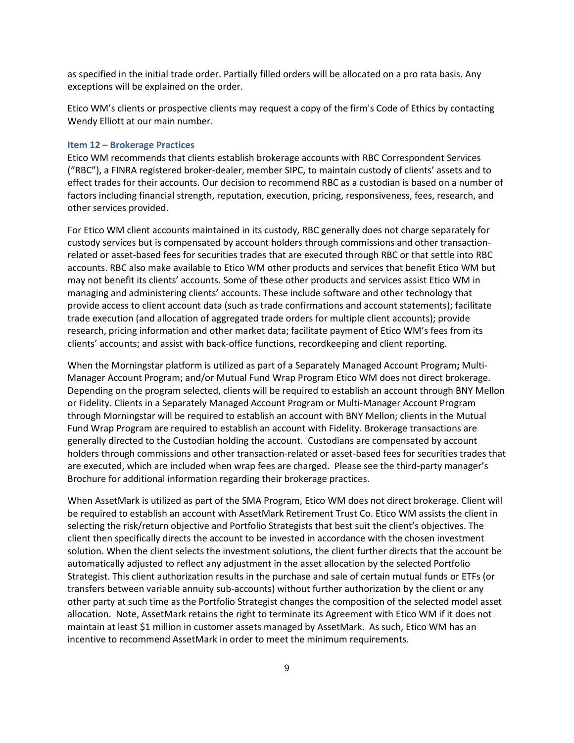as specified in the initial trade order. Partially filled orders will be allocated on a pro rata basis. Any exceptions will be explained on the order.

Etico WM's clients or prospective clients may request a copy of the firm's Code of Ethics by contacting Wendy Elliott at our main number.

### Item 12 – Brokerage Practices

Etico WM recommends that clients establish brokerage accounts with RBC Correspondent Services ("RBC"), a FINRA registered broker-dealer, member SIPC, to maintain custody of clients' assets and to effect trades for their accounts. Our decision to recommend RBC as a custodian is based on a number of factors including financial strength, reputation, execution, pricing, responsiveness, fees, research, and other services provided.

For Etico WM client accounts maintained in its custody, RBC generally does not charge separately for custody services but is compensated by account holders through commissions and other transaction-related or asset-based fees for securities trades that are executed through RBC or that settle into RBC accounts. RBC also make available to Etico WM other products and services that benefit Etico WM but may not benefit its clients' accounts. Some of these other products and services assist Etico WM in managing and administering clients' accounts. These include software and other technology that provide access to client account data (such as trade confirmations and account statements); facilitate trade execution (and allocation of aggregated trade orders for multiple client accounts); provide research, pricing information and other market data; facilitate payment of Etico WM's fees from its clients' accounts; and assist with back-office functions, recordkeeping and client reporting.

When the Morningstar platform is utilized as part of a Separately Managed Account Program**;** Multi-Manager Account Program; and/or Mutual Fund Wrap Program Etico WM does not direct brokerage. Depending on the program selected, clients will be required to establish an account through BNY Mellon or Fidelity. Clients in a Separately Managed Account Program or Multi-Manager Account Program through Morningstar will be required to establish an account with BNY Mellon; clients in the Mutual Fund Wrap Program are required to establish an account with Fidelity. Brokerage transactions are generally directed to the Custodian holding the account. Custodians are compensated by account holders through commissions and other transaction-related or asset-based fees for securities trades that are executed, which are included when wrap fees are charged. Please see the third-party manager's Brochure for additional information regarding their brokerage practices.

When AssetMark is utilized as part of the SMA Program, Etico WM does not direct brokerage. Client will be required to establish an account with AssetMark Retirement Trust Co. Etico WM assists the client in selecting the risk/return objective and Portfolio Strategists that best suit the client's objectives. The client then specifically directs the account to be invested in accordance with the chosen investment solution. When the client selects the investment solutions, the client further directs that the account be automatically adjusted to reflect any adjustment in the asset allocation by the selected Portfolio Strategist. This client authorization results in the purchase and sale of certain mutual funds or ETFs (or transfers between variable annuity sub-accounts) without further authorization by the client or any other party at such time as the Portfolio Strategist changes the composition of the selected model asset allocation. Note, AssetMark retains the right to terminate its Agreement with Etico WM if it does not maintain at least $1 million in customer assets managed by AssetMark. As such, Etico WM has an incentive to recommend AssetMark in order to meet the minimum requirements.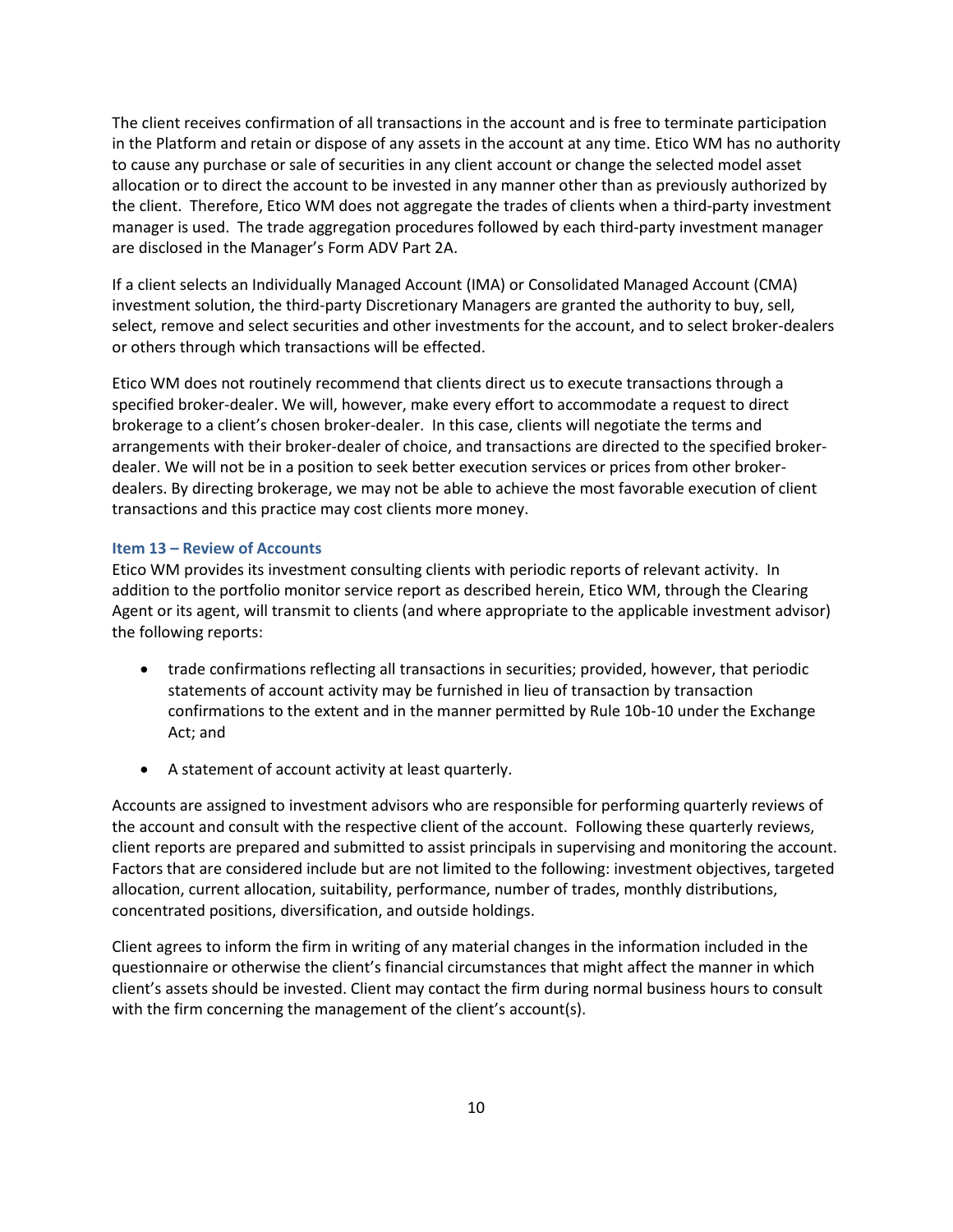The client receives confirmation of all transactions in the account and is free to terminate participation in the Platform and retain or dispose of any assets in the account at any time. Etico WM has no authority to cause any purchase or sale of securities in any client account or change the selected model asset allocation or to direct the account to be invested in any manner other than as previously authorized by the client. Therefore, Etico WM does not aggregate the trades of clients when a third-party investment manager is used. The trade aggregation procedures followed by each third-party investment manager are disclosed in the Manager's Form ADV Part 2A.

If a client selects an Individually Managed Account (IMA) or Consolidated Managed Account (CMA) investment solution, the third-party Discretionary Managers are granted the authority to buy, sell, select, remove and select securities and other investments for the account, and to select broker-dealers or others through which transactions will be effected.

Etico WM does not routinely recommend that clients direct us to execute transactions through a specified broker-dealer. We will, however, make every effort to accommodate a request to direct brokerage to a client's chosen broker-dealer. In this case, clients will negotiate the terms and arrangements with their broker-dealer of choice, and transactions are directed to the specified broker-dealer. We will not be in a position to seek better execution services or prices from other broker-dealers. By directing brokerage, we may not be able to achieve the most favorable execution of client transactions and this practice may cost clients more money.

### Item 13 – Review of Accounts

Etico WM provides its investment consulting clients with periodic reports of relevant activity. In addition to the portfolio monitor service report as described herein, Etico WM, through the Clearing Agent or its agent, will transmit to clients (and where appropriate to the applicable investment advisor) the following reports:

- trade confirmations reflecting all transactions in securities; provided, however, that periodic statements of account activity may be furnished in lieu of transaction by transaction confirmations to the extent and in the manner permitted by Rule 10b-10 under the Exchange Act; and
- A statement of account activity at least quarterly.

Accounts are assigned to investment advisors who are responsible for performing quarterly reviews of the account and consult with the respective client of the account. Following these quarterly reviews, client reports are prepared and submitted to assist principals in supervising and monitoring the account. Factors that are considered include but are not limited to the following: investment objectives, targeted allocation, current allocation, suitability, performance, number of trades, monthly distributions, concentrated positions, diversification, and outside holdings.

Client agrees to inform the firm in writing of any material changes in the information included in the questionnaire or otherwise the client's financial circumstances that might affect the manner in which client's assets should be invested. Client may contact the firm during normal business hours to consult with the firm concerning the management of the client's account(s).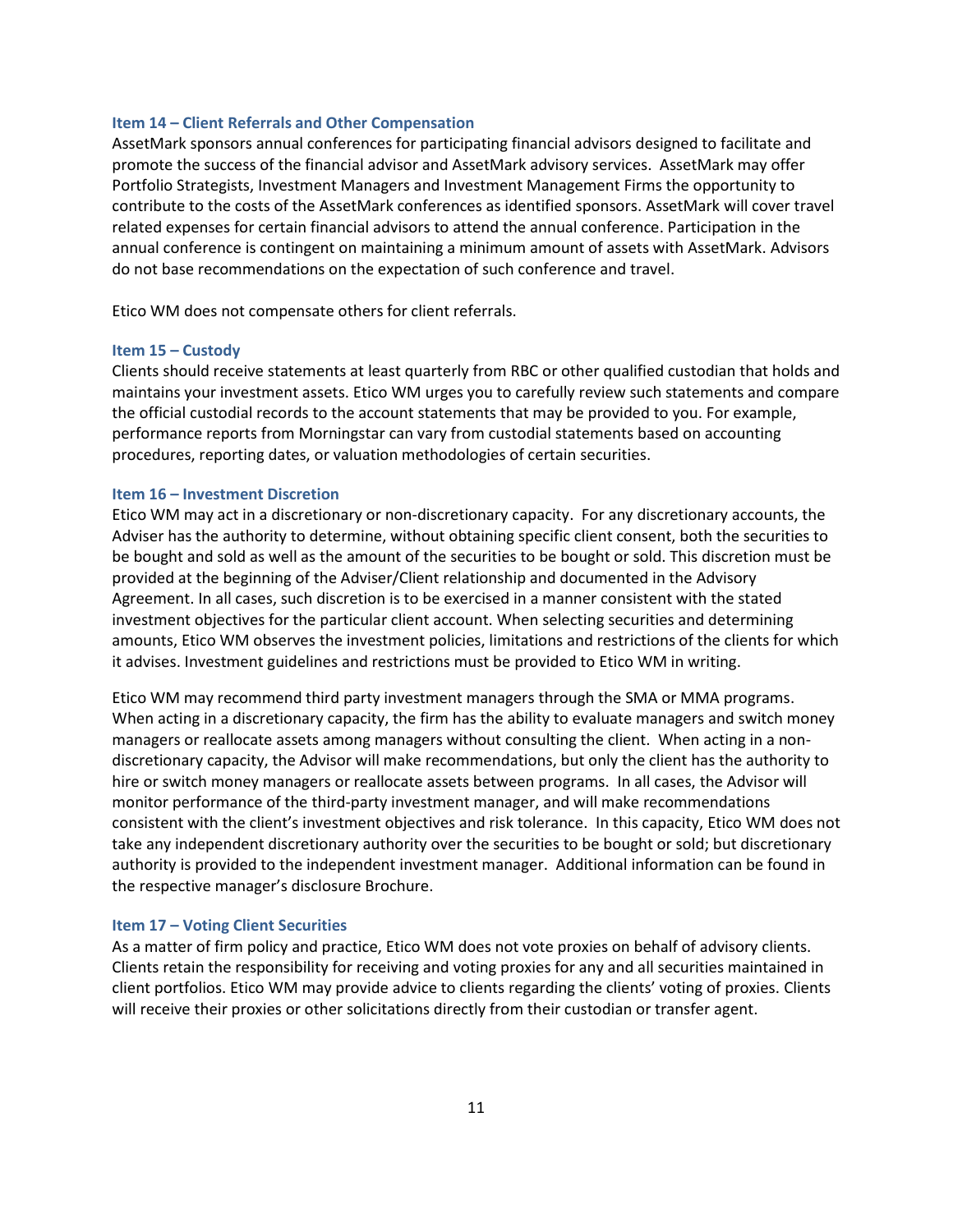### Item 14 – Client Referrals and Other Compensation

AssetMark sponsors annual conferences for participating financial advisors designed to facilitate and promote the success of the financial advisor and AssetMark advisory services. AssetMark may offer Portfolio Strategists, Investment Managers and Investment Management Firms the opportunity to contribute to the costs of the AssetMark conferences as identified sponsors. AssetMark will cover travel related expenses for certain financial advisors to attend the annual conference. Participation in the annual conference is contingent on maintaining a minimum amount of assets with AssetMark. Advisors do not base recommendations on the expectation of such conference and travel.

Etico WM does not compensate others for client referrals.

### Item 15 – Custody

Clients should receive statements at least quarterly from RBC or other qualified custodian that holds and maintains your investment assets. Etico WM urges you to carefully review such statements and compare the official custodial records to the account statements that may be provided to you. For example, performance reports from Morningstar can vary from custodial statements based on accounting procedures, reporting dates, or valuation methodologies of certain securities.

### Item 16 – Investment Discretion

Etico WM may act in a discretionary or non-discretionary capacity. For any discretionary accounts, the Adviser has the authority to determine, without obtaining specific client consent, both the securities to be bought and sold as well as the amount of the securities to be bought or sold. This discretion must be provided at the beginning of the Adviser/Client relationship and documented in the Advisory Agreement. In all cases, such discretion is to be exercised in a manner consistent with the stated investment objectives for the particular client account. When selecting securities and determining amounts, Etico WM observes the investment policies, limitations and restrictions of the clients for which it advises. Investment guidelines and restrictions must be provided to Etico WM in writing.

Etico WM may recommend third party investment managers through the SMA or MMA programs. When acting in a discretionary capacity, the firm has the ability to evaluate managers and switch money managers or reallocate assets among managers without consulting the client. When acting in a non-discretionary capacity, the Advisor will make recommendations, but only the client has the authority to hire or switch money managers or reallocate assets between programs. In all cases, the Advisor will monitor performance of the third-party investment manager, and will make recommendations consistent with the client's investment objectives and risk tolerance. In this capacity, Etico WM does not take any independent discretionary authority over the securities to be bought or sold; but discretionary authority is provided to the independent investment manager. Additional information can be found in the respective manager's disclosure Brochure.

### Item 17 – Voting Client Securities

As a matter of firm policy and practice, Etico WM does not vote proxies on behalf of advisory clients. Clients retain the responsibility for receiving and voting proxies for any and all securities maintained in client portfolios. Etico WM may provide advice to clients regarding the clients' voting of proxies. Clients will receive their proxies or other solicitations directly from their custodian or transfer agent.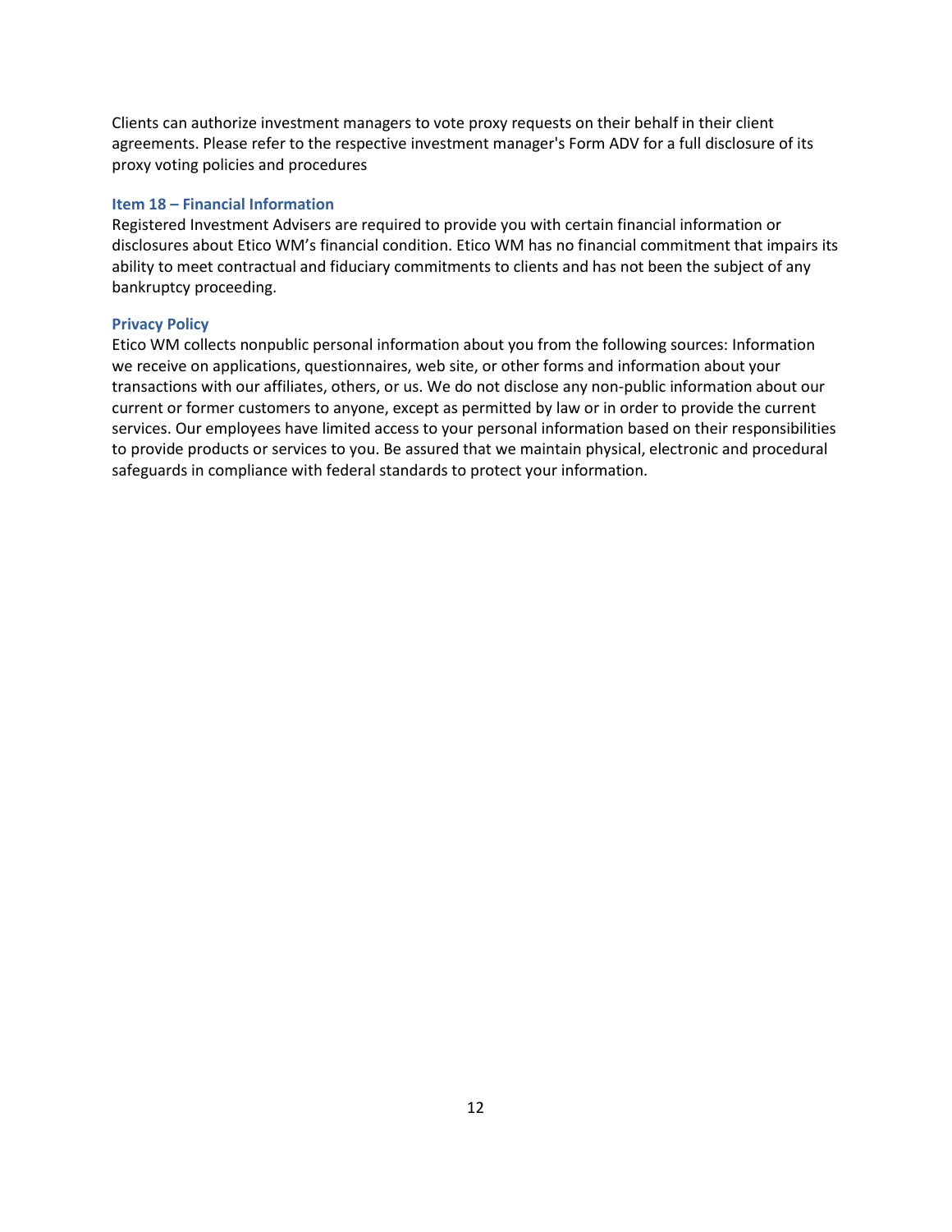Clients can authorize investment managers to vote proxy requests on their behalf in their client agreements. Please refer to the respective investment manager's Form ADV for a full disclosure of its proxy voting policies and procedures

### Item 18 – Financial Information

Registered Investment Advisers are required to provide you with certain financial information or disclosures about Etico WM's financial condition. Etico WM has no financial commitment that impairs its ability to meet contractual and fiduciary commitments to clients and has not been the subject of any bankruptcy proceeding.

### Privacy Policy

Etico WM collects nonpublic personal information about you from the following sources: Information we receive on applications, questionnaires, web site, or other forms and information about your transactions with our affiliates, others, or us. We do not disclose any non-public information about our current or former customers to anyone, except as permitted by law or in order to provide the current services. Our employees have limited access to your personal information based on their responsibilities to provide products or services to you. Be assured that we maintain physical, electronic and procedural safeguards in compliance with federal standards to protect your information.